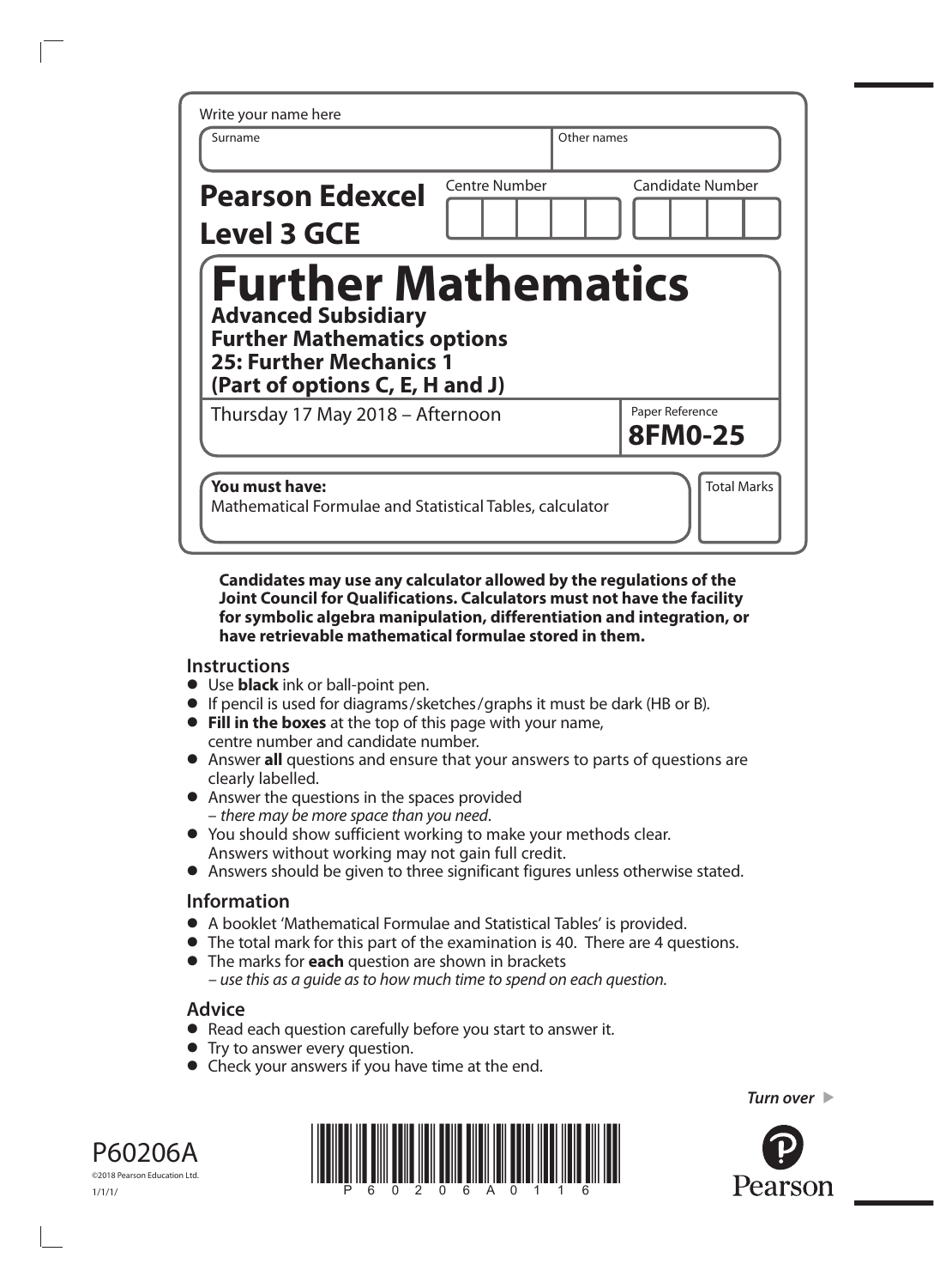Write your name here

| Surname | Other names |
| --- | --- |
| | |

**Pearson Edexcel Level 3 GCE**

| Centre Number | Candidate Number |
| --- | --- |
| | |

# Further Mathematics

**Advanced Subsidiary**
**Further Mathematics options**
**25: Further Mechanics 1**
**(Part of options C, E, H and J)**

Thursday 17 May 2018 – Afternoon

Paper Reference **8FM0-25**

**You must have:**
Mathematical Formulae and Statistical Tables, calculator

Total Marks

**Candidates may use any calculator allowed by the regulations of the Joint Council for Qualifications. Calculators must not have the facility for symbolic algebra manipulation, differentiation and integration, or have retrievable mathematical formulae stored in them.**

## Instructions

- Use **black** ink or ball-point pen.
- If pencil is used for diagrams/sketches/graphs it must be dark (HB or B).
- **Fill in the boxes** at the top of this page with your name, centre number and candidate number.
- Answer **all** questions and ensure that your answers to parts of questions are clearly labelled.
- Answer the questions in the spaces provided
  – *there may be more space than you need*.
- You should show sufficient working to make your methods clear. Answers without working may not gain full credit.
- Answers should be given to three significant figures unless otherwise stated.

## Information

- A booklet 'Mathematical Formulae and Statistical Tables' is provided.
- The total mark for this part of the examination is 40. There are 4 questions.
- The marks for **each** question are shown in brackets
  – *use this as a guide as to how much time to spend on each question.*

## Advice

- Read each question carefully before you start to answer it.
- Try to answer every question.
- Check your answers if you have time at the end.

*Turn over*

P60206A
©2018 Pearson Education Ltd.
1/1/1/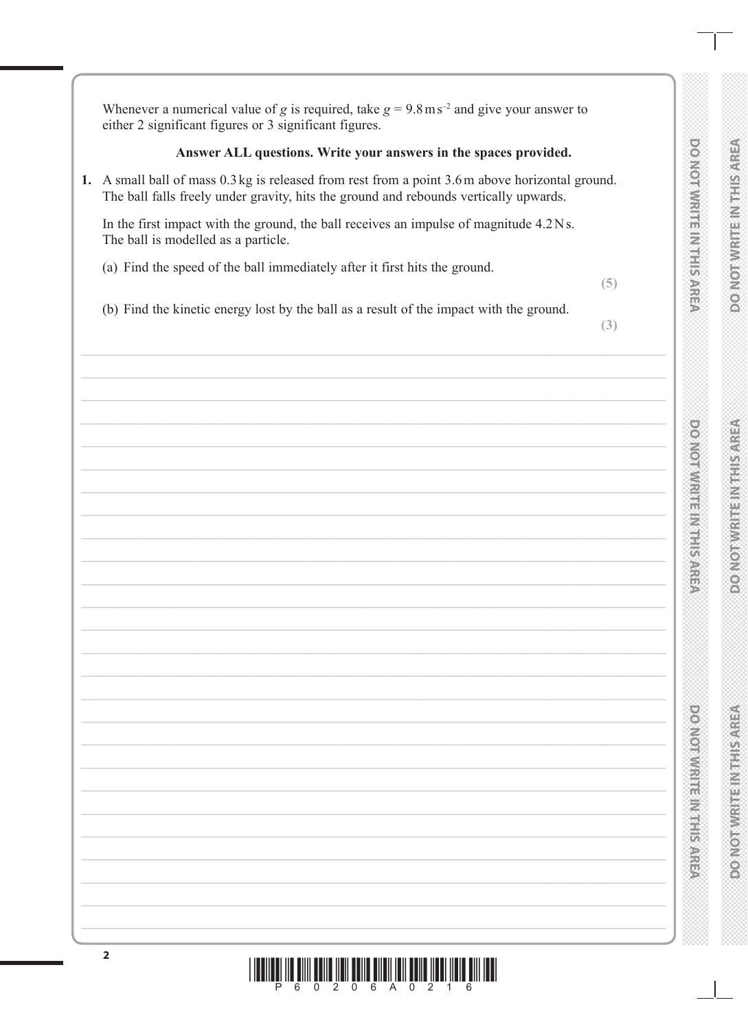Whenever a numerical value of $g$ is required, take $g = 9.8\,\text{m}\,\text{s}^{-2}$ and give your answer to either 2 significant figures or 3 significant figures.

**Answer ALL questions. Write your answers in the spaces provided.**

**1.** A small ball of mass 0.3 kg is released from rest from a point 3.6 m above horizontal ground. The ball falls freely under gravity, hits the ground and rebounds vertically upwards.

In the first impact with the ground, the ball receives an impulse of magnitude 4.2 N s. The ball is modelled as a particle.

(a) Find the speed of the ball immediately after it first hits the ground.
**(5)**

(b) Find the kinetic energy lost by the ball as a result of the impact with the ground.
**(3)**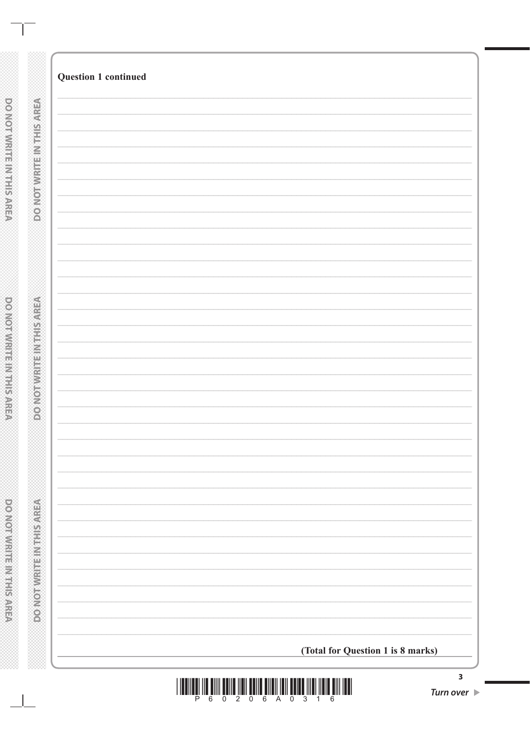**Question 1 continued**

**(Total for Question 1 is 8 marks)**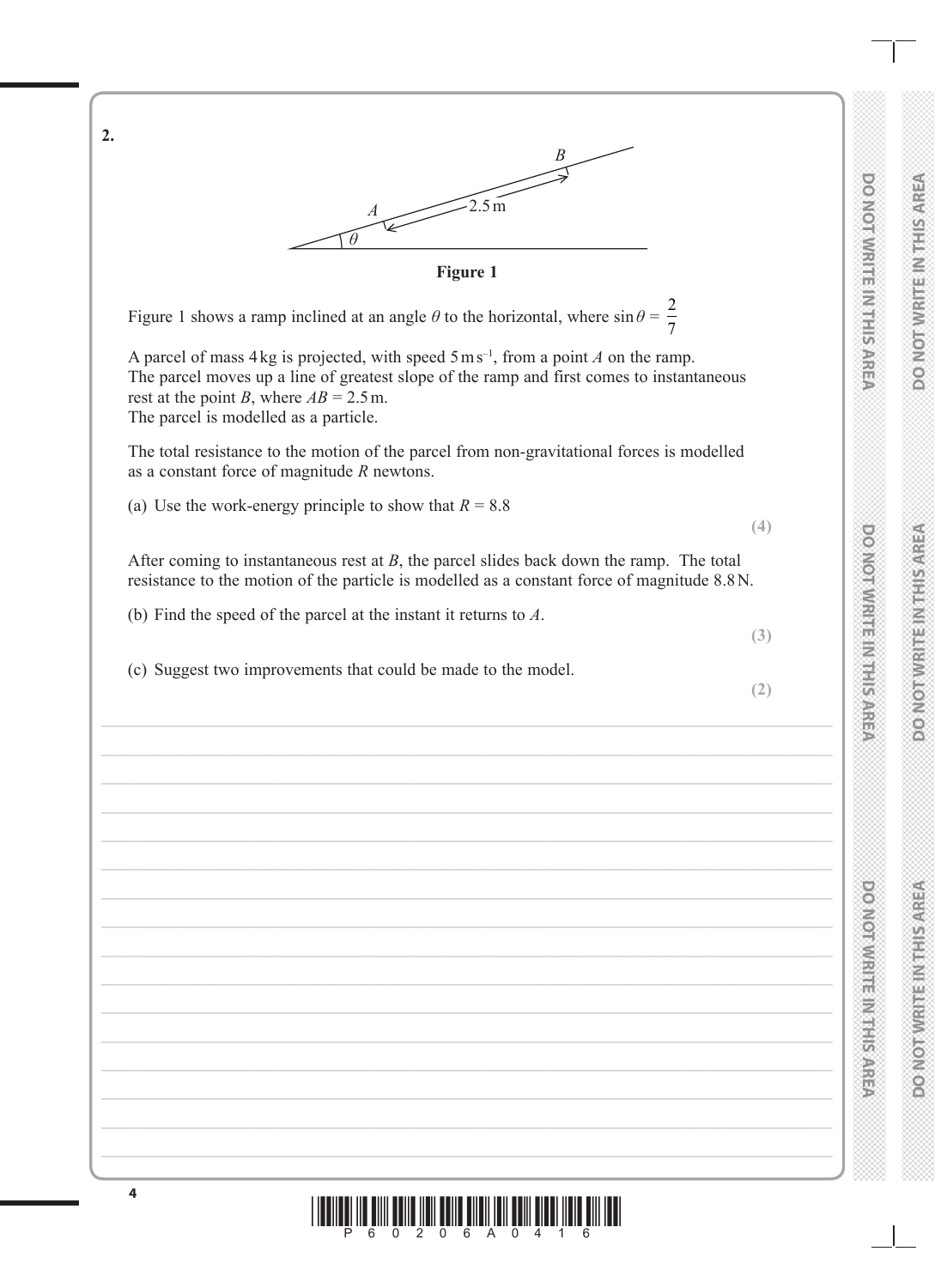**2.**

Figure 1

Figure 1 shows a ramp inclined at an angle $\theta$ to the horizontal, where $\sin\theta = \frac{2}{7}$

A parcel of mass 4 kg is projected, with speed $5\,\text{m s}^{-1}$, from a point $A$ on the ramp. The parcel moves up a line of greatest slope of the ramp and first comes to instantaneous rest at the point $B$, where $AB = 2.5\,\text{m}$. The parcel is modelled as a particle.

The total resistance to the motion of the parcel from non-gravitational forces is modelled as a constant force of magnitude $R$ newtons.

(a) Use the work-energy principle to show that $R = 8.8$

**(4)**

After coming to instantaneous rest at $B$, the parcel slides back down the ramp. The total resistance to the motion of the particle is modelled as a constant force of magnitude 8.8 N.

(b) Find the speed of the parcel at the instant it returns to $A$.

**(3)**

(c) Suggest two improvements that could be made to the model.

**(2)**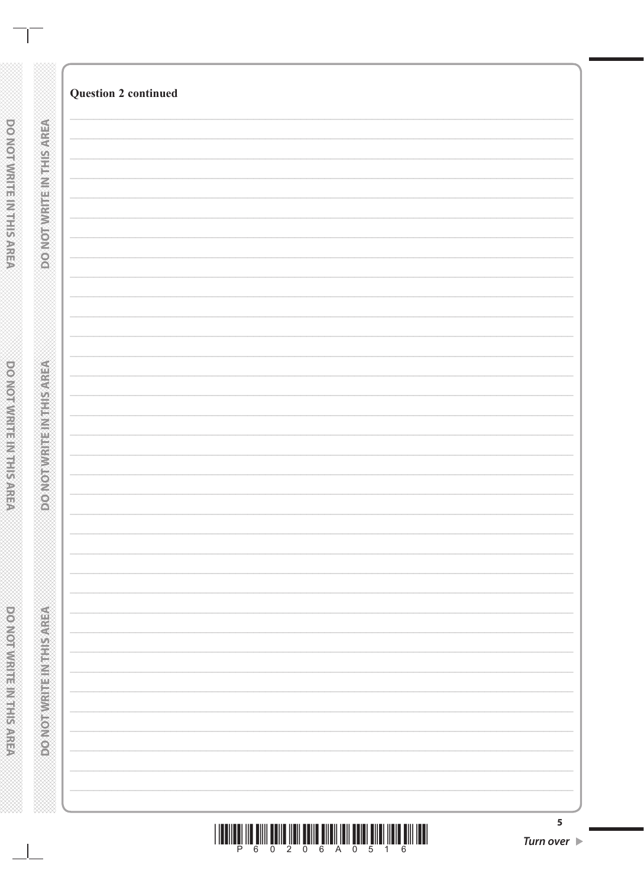**Question 2 continued**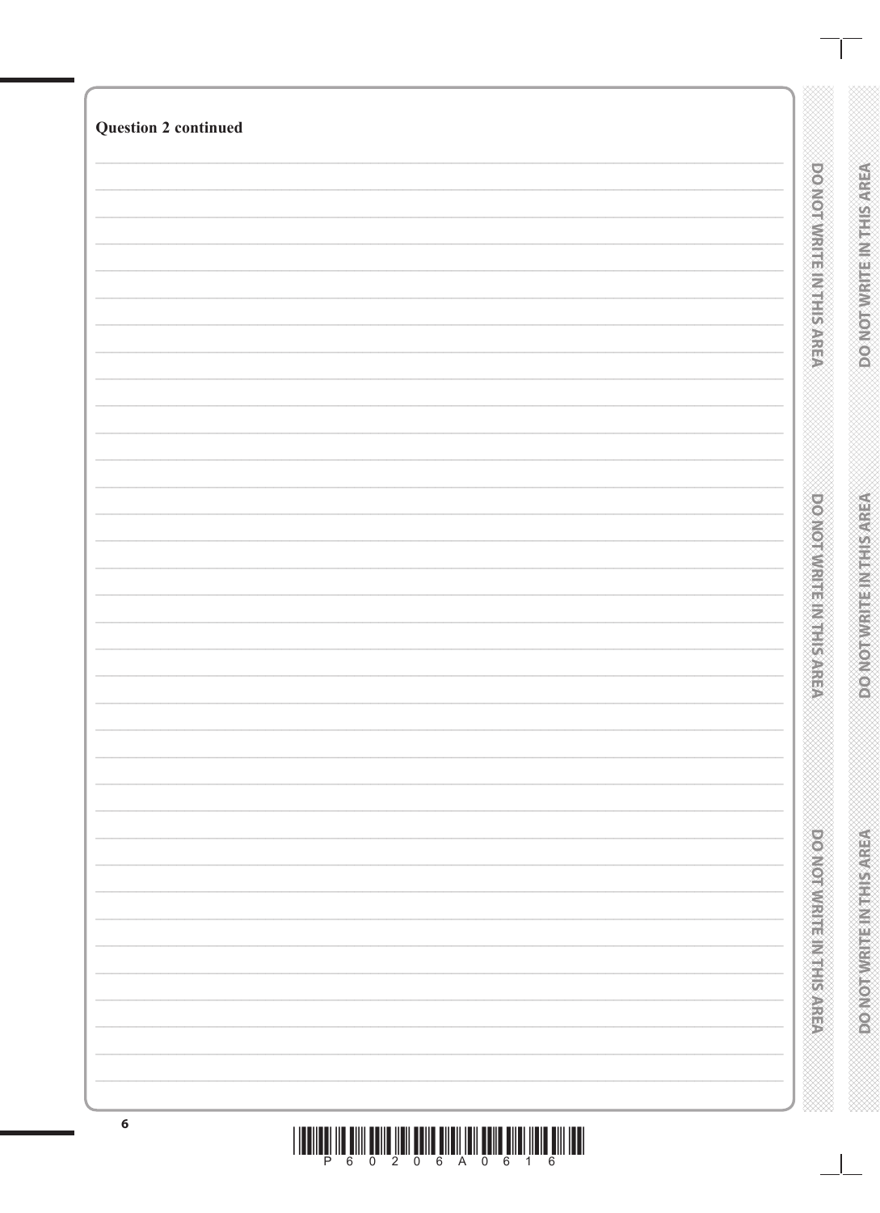**Question 2 continued**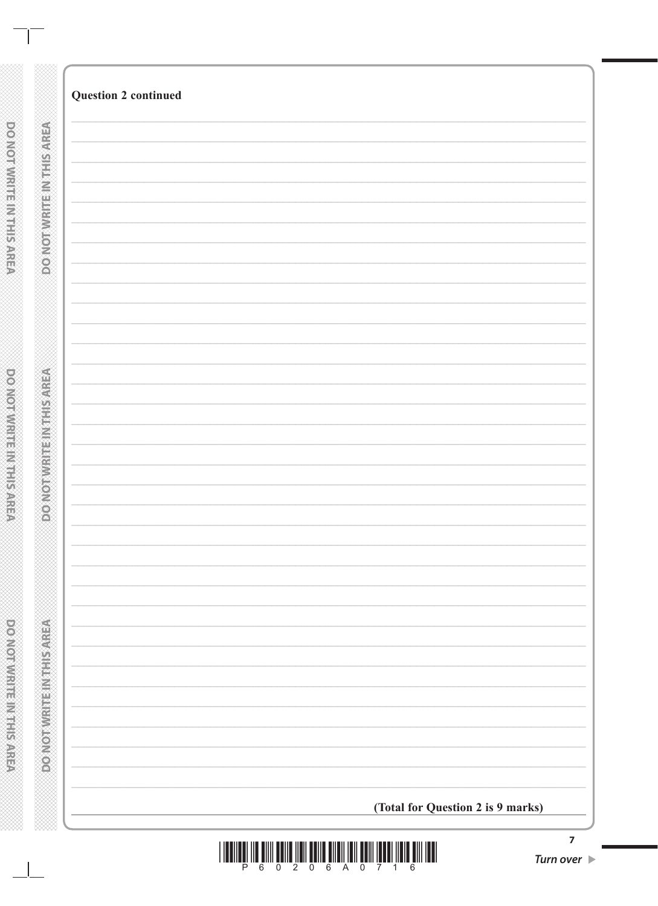**Question 2 continued**

**(Total for Question 2 is 9 marks)**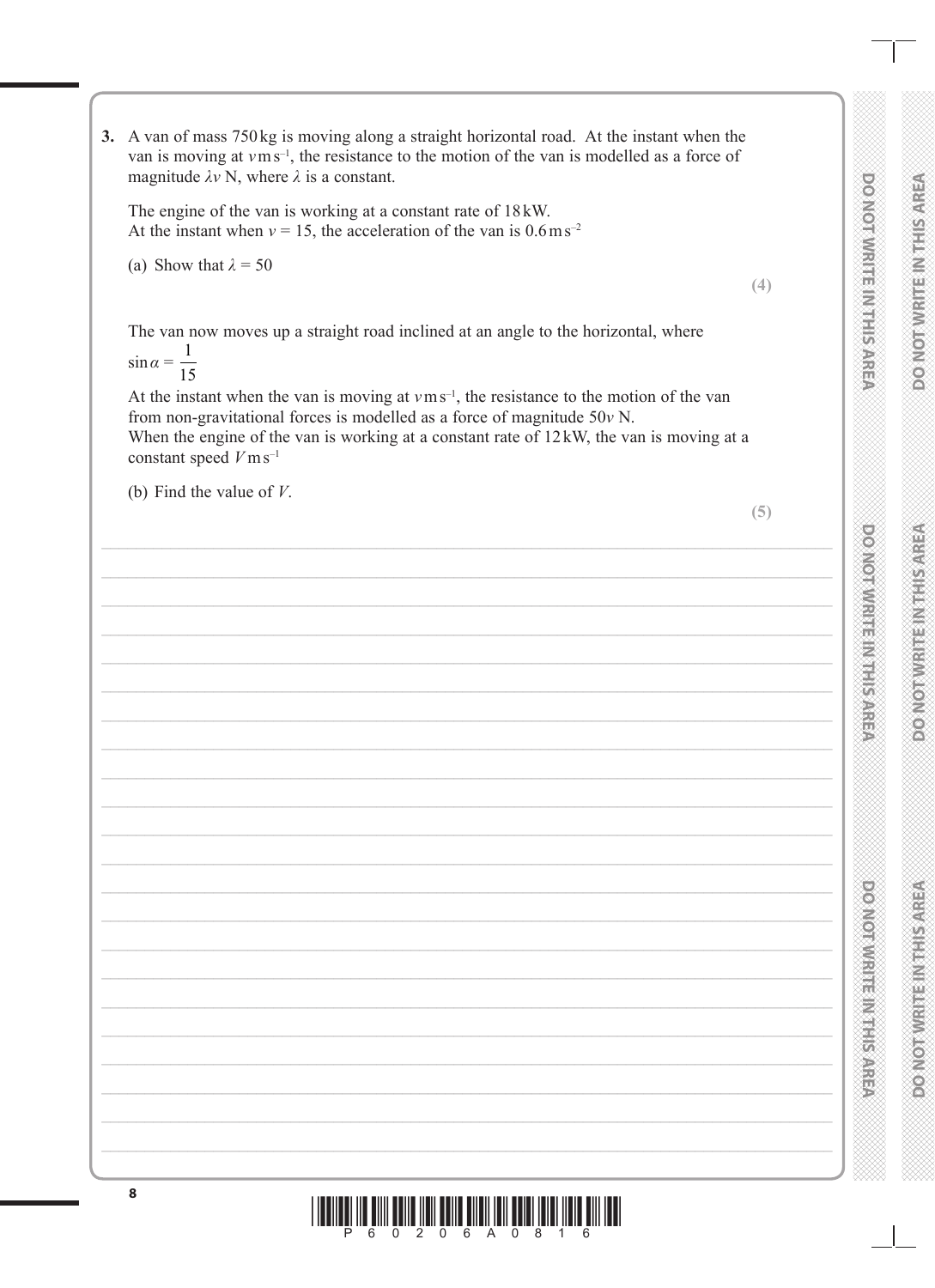**3.** A van of mass 750 kg is moving along a straight horizontal road. At the instant when the van is moving at $v \text{ m s}^{-1}$, the resistance to the motion of the van is modelled as a force of magnitude $\lambda v$ N, where $\lambda$ is a constant.

The engine of the van is working at a constant rate of 18 kW.
At the instant when $v = 15$, the acceleration of the van is $0.6 \text{ m s}^{-2}$

(a) Show that $\lambda = 50$

**(4)**

The van now moves up a straight road inclined at an angle to the horizontal, where $\sin \alpha = \dfrac{1}{15}$

At the instant when the van is moving at $v \text{ m s}^{-1}$, the resistance to the motion of the van from non-gravitational forces is modelled as a force of magnitude $50v$ N.
When the engine of the van is working at a constant rate of 12 kW, the van is moving at a constant speed $V \text{ m s}^{-1}$

(b) Find the value of $V$.

**(5)**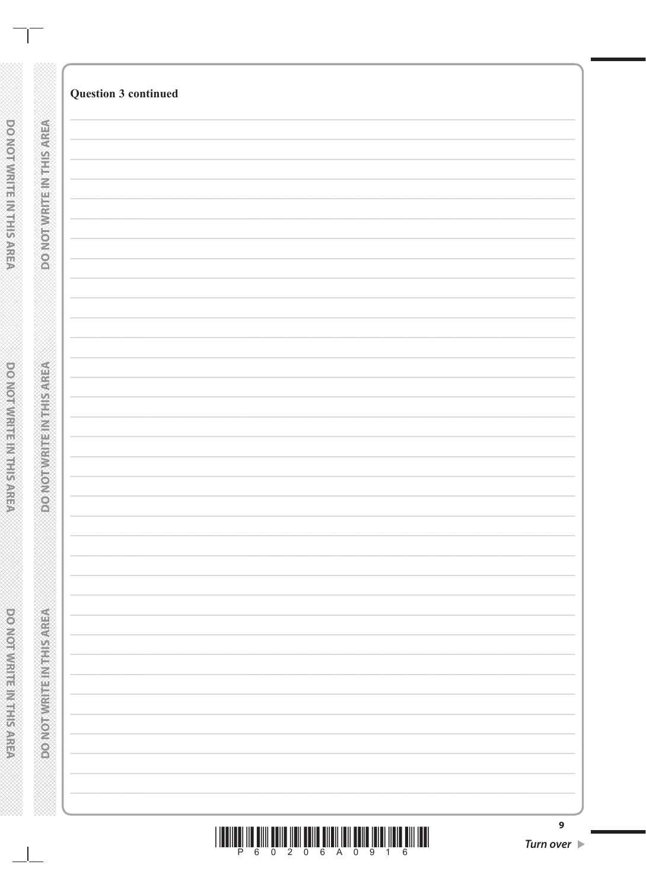**Question 3 continued**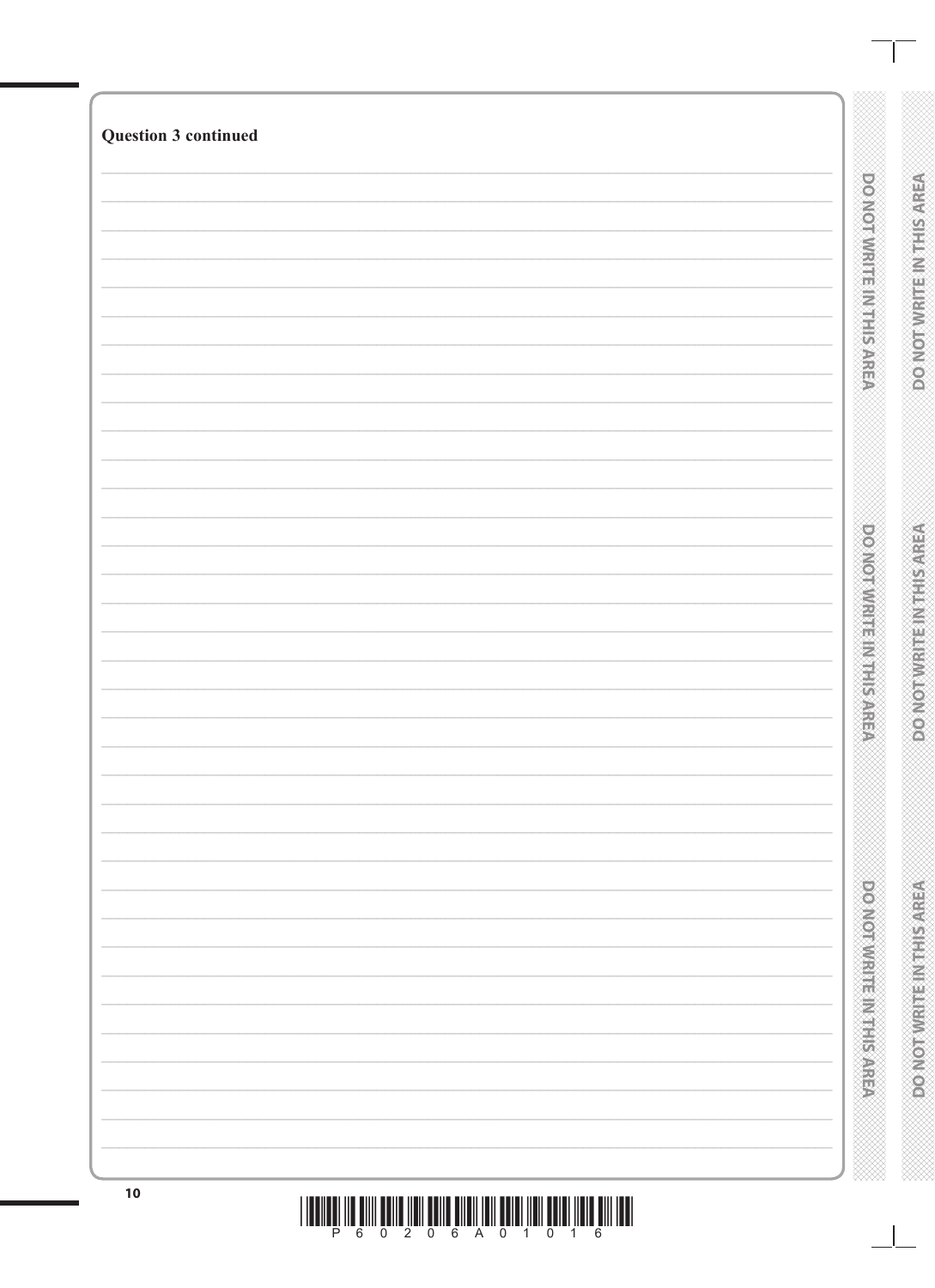**Question 3 continued**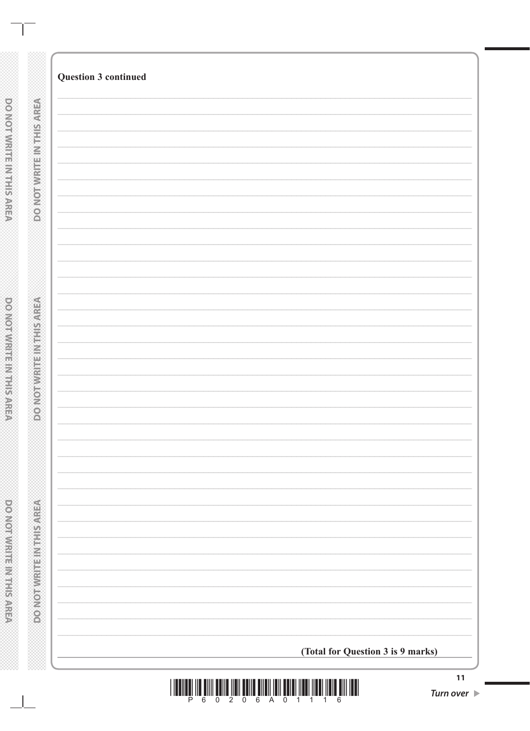**Question 3 continued**

**(Total for Question 3 is 9 marks)**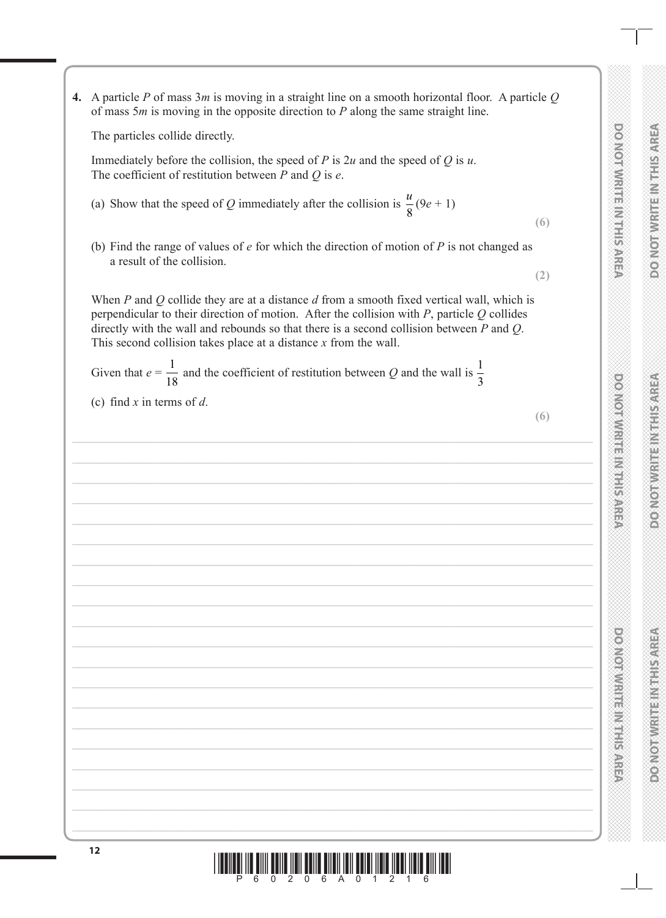**4.** A particle $P$ of mass $3m$ is moving in a straight line on a smooth horizontal floor. A particle $Q$ of mass $5m$ is moving in the opposite direction to $P$ along the same straight line.

The particles collide directly.

Immediately before the collision, the speed of $P$ is $2u$ and the speed of $Q$ is $u$.
The coefficient of restitution between $P$ and $Q$ is $e$.

(a) Show that the speed of $Q$ immediately after the collision is $\frac{u}{8}(9e + 1)$

**(6)**

(b) Find the range of values of $e$ for which the direction of motion of $P$ is not changed as a result of the collision.

**(2)**

When $P$ and $Q$ collide they are at a distance $d$ from a smooth fixed vertical wall, which is perpendicular to their direction of motion. After the collision with $P$, particle $Q$ collides directly with the wall and rebounds so that there is a second collision between $P$ and $Q$. This second collision takes place at a distance $x$ from the wall.

Given that $e = \frac{1}{18}$ and the coefficient of restitution between $Q$ and the wall is $\frac{1}{3}$

(c) find $x$ in terms of $d$.

**(6)**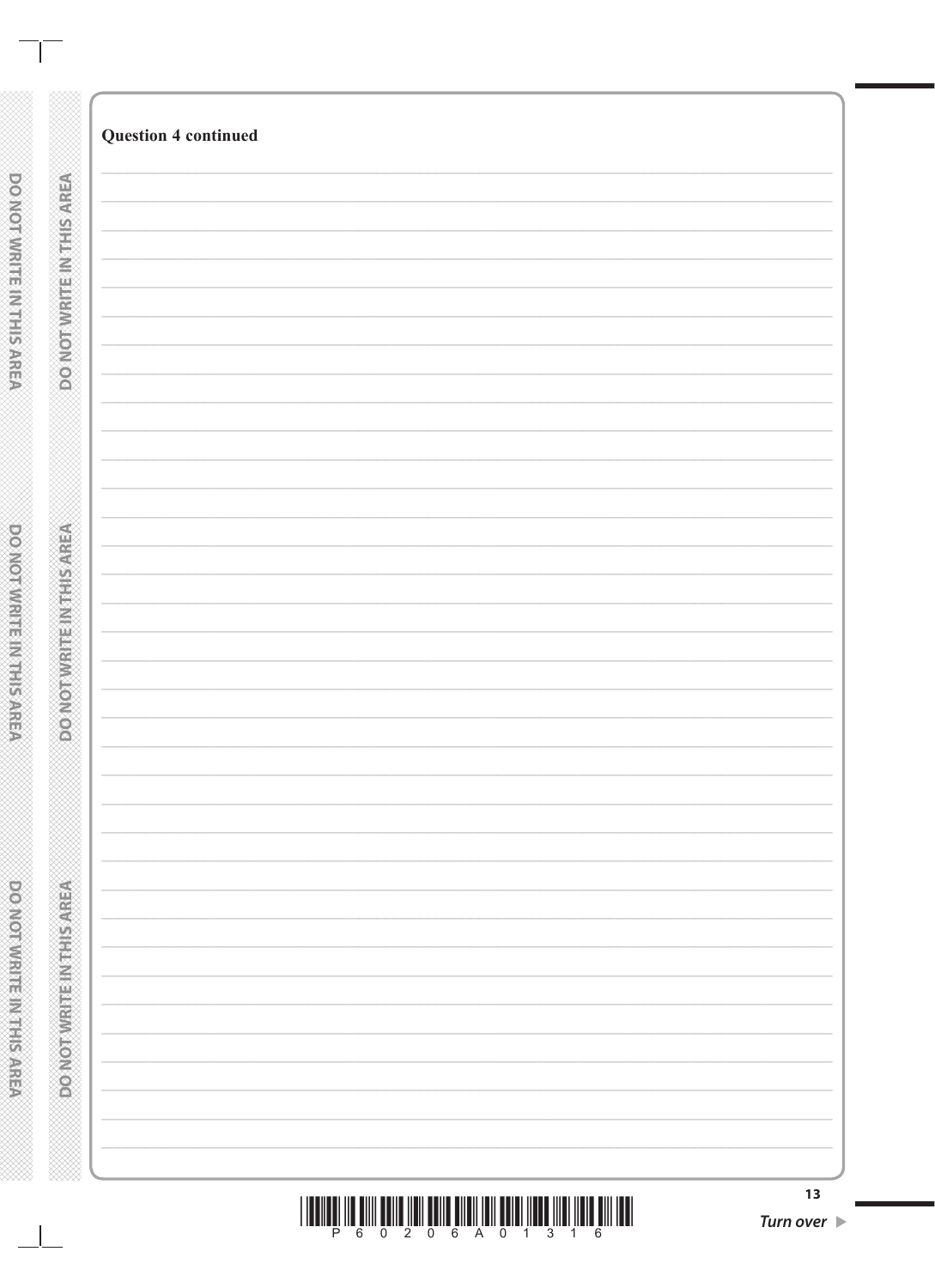**Question 4 continued**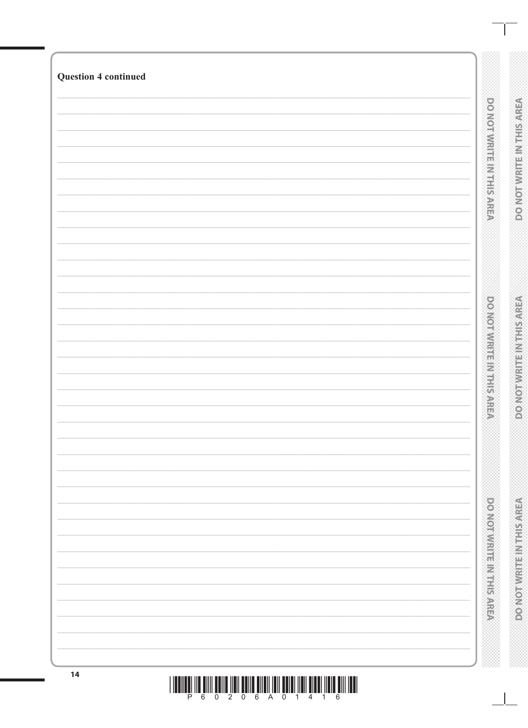**Question 4 continued**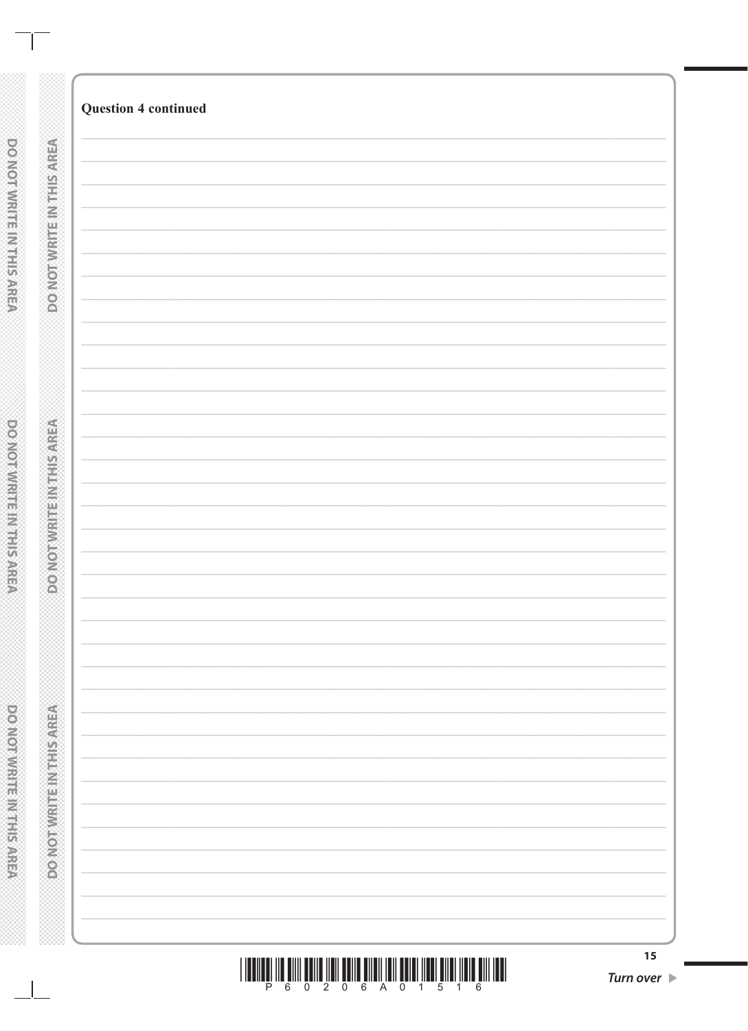**Question 4 continued**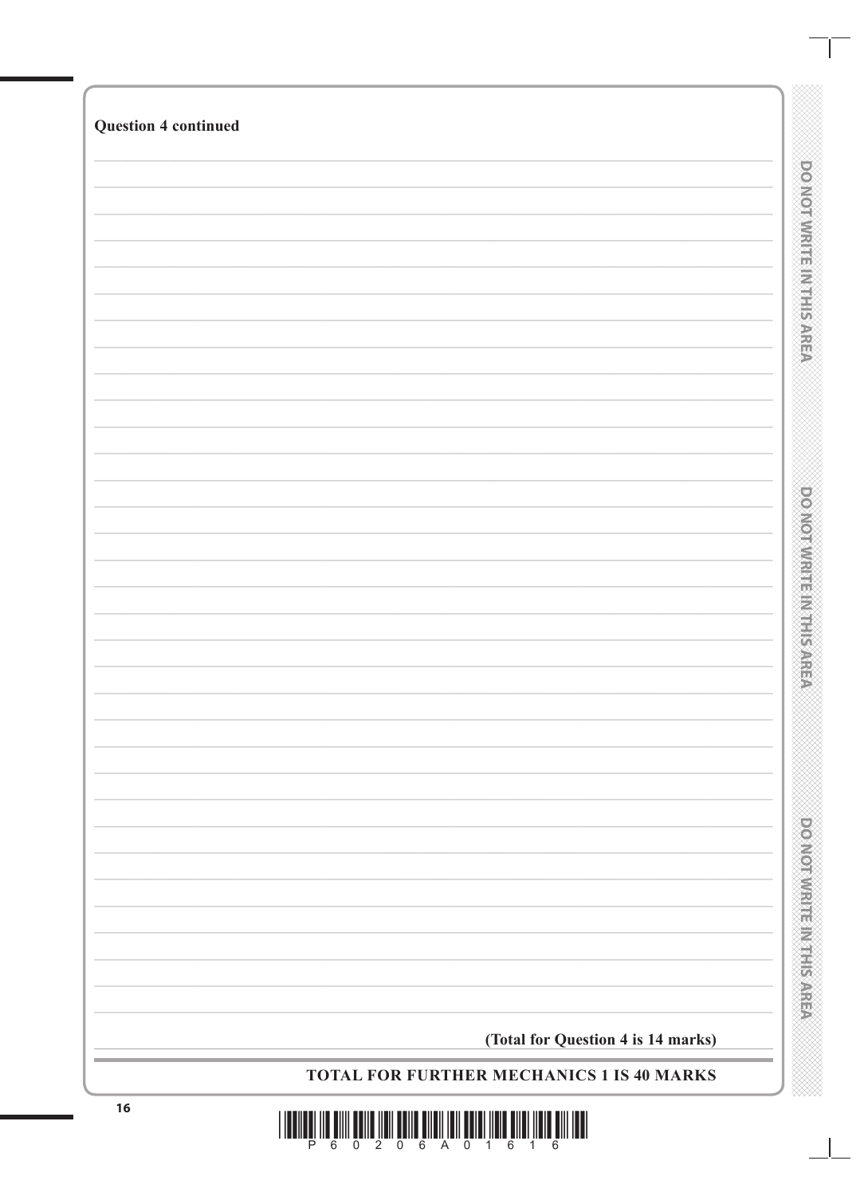**Question 4 continued**

**(Total for Question 4 is 14 marks)**

**TOTAL FOR FURTHER MECHANICS 1 IS 40 MARKS**